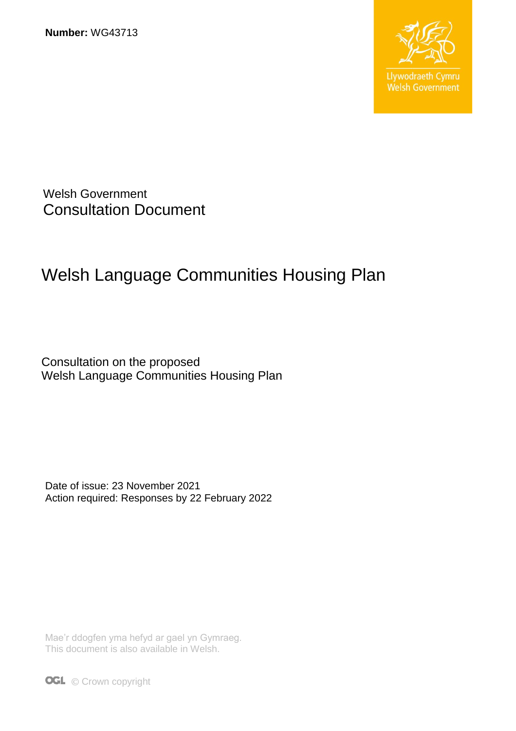**Number:** WG43713

Llywodraeth Cymru
Welsh Government

Welsh Government
Consultation Document

# Welsh Language Communities Housing Plan

Consultation on the proposed
Welsh Language Communities Housing Plan

Date of issue: 23 November 2021
Action required: Responses by 22 February 2022

Mae'r ddogfen yma hefyd ar gael yn Gymraeg.
This document is also available in Welsh.

OGL © Crown copyright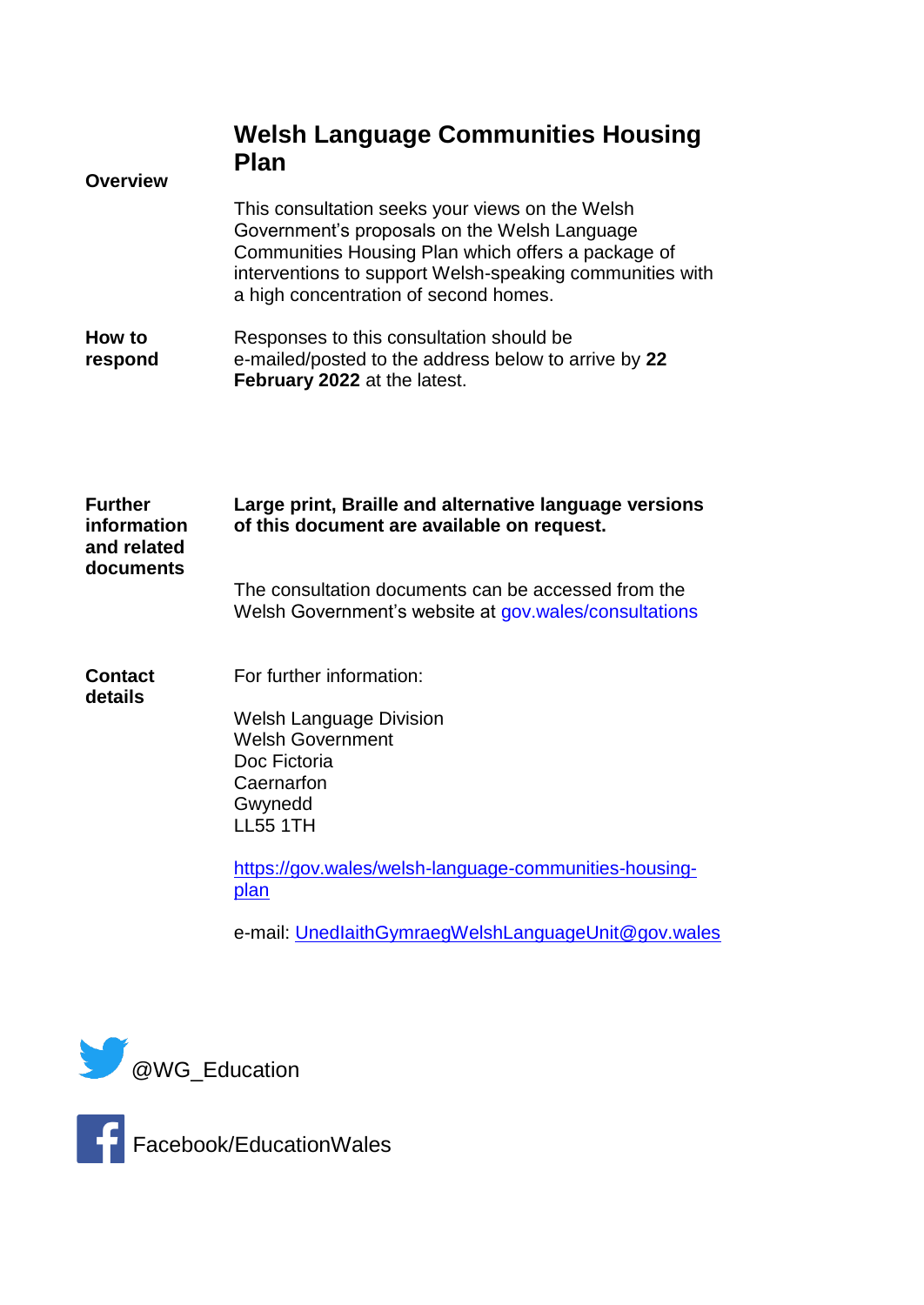# Welsh Language Communities Housing Plan

**Overview**

This consultation seeks your views on the Welsh Government's proposals on the Welsh Language Communities Housing Plan which offers a package of interventions to support Welsh-speaking communities with a high concentration of second homes.

**How to respond**

Responses to this consultation should be e-mailed/posted to the address below to arrive by **22 February 2022** at the latest.

**Further information and related documents**

**Large print, Braille and alternative language versions of this document are available on request.**

The consultation documents can be accessed from the Welsh Government's website at gov.wales/consultations

**Contact details**

For further information:

Welsh Language Division
Welsh Government
Doc Fictoria
Caernarfon
Gwynedd
LL55 1TH

https://gov.wales/welsh-language-communities-housing-plan

e-mail: UnedIaithGymraegWelshLanguageUnit@gov.wales

@WG_Education

Facebook/EducationWales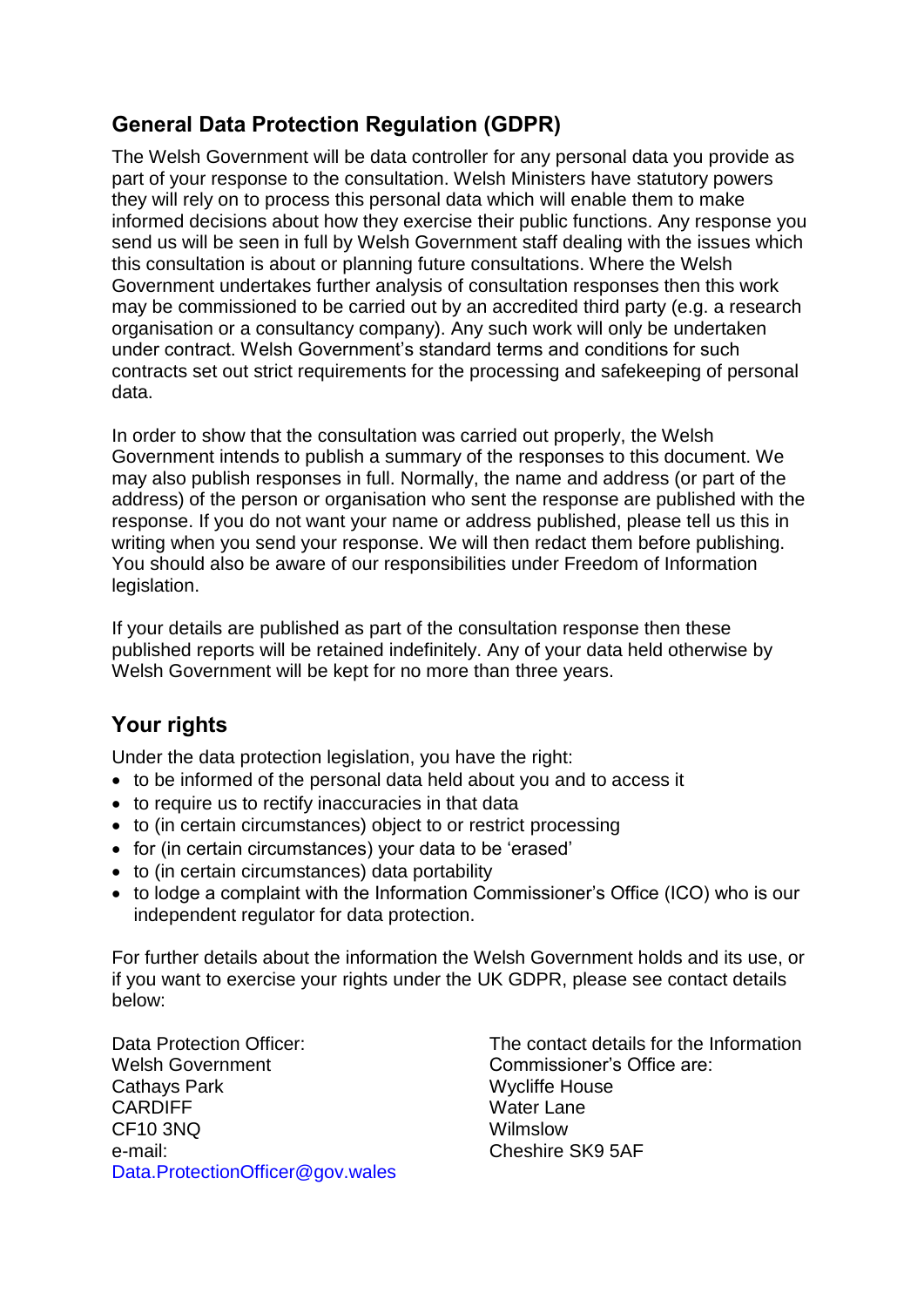## General Data Protection Regulation (GDPR)

The Welsh Government will be data controller for any personal data you provide as part of your response to the consultation. Welsh Ministers have statutory powers they will rely on to process this personal data which will enable them to make informed decisions about how they exercise their public functions. Any response you send us will be seen in full by Welsh Government staff dealing with the issues which this consultation is about or planning future consultations. Where the Welsh Government undertakes further analysis of consultation responses then this work may be commissioned to be carried out by an accredited third party (e.g. a research organisation or a consultancy company). Any such work will only be undertaken under contract. Welsh Government's standard terms and conditions for such contracts set out strict requirements for the processing and safekeeping of personal data.

In order to show that the consultation was carried out properly, the Welsh Government intends to publish a summary of the responses to this document. We may also publish responses in full. Normally, the name and address (or part of the address) of the person or organisation who sent the response are published with the response. If you do not want your name or address published, please tell us this in writing when you send your response. We will then redact them before publishing. You should also be aware of our responsibilities under Freedom of Information legislation.

If your details are published as part of the consultation response then these published reports will be retained indefinitely. Any of your data held otherwise by Welsh Government will be kept for no more than three years.

## Your rights

Under the data protection legislation, you have the right:

- to be informed of the personal data held about you and to access it
- to require us to rectify inaccuracies in that data
- to (in certain circumstances) object to or restrict processing
- for (in certain circumstances) your data to be 'erased'
- to (in certain circumstances) data portability
- to lodge a complaint with the Information Commissioner's Office (ICO) who is our independent regulator for data protection.

For further details about the information the Welsh Government holds and its use, or if you want to exercise your rights under the UK GDPR, please see contact details below:

Data Protection Officer:
Welsh Government
Cathays Park
CARDIFF
CF10 3NQ
e-mail:
Data.ProtectionOfficer@gov.wales

The contact details for the Information Commissioner's Office are:
Wycliffe House
Water Lane
Wilmslow
Cheshire SK9 5AF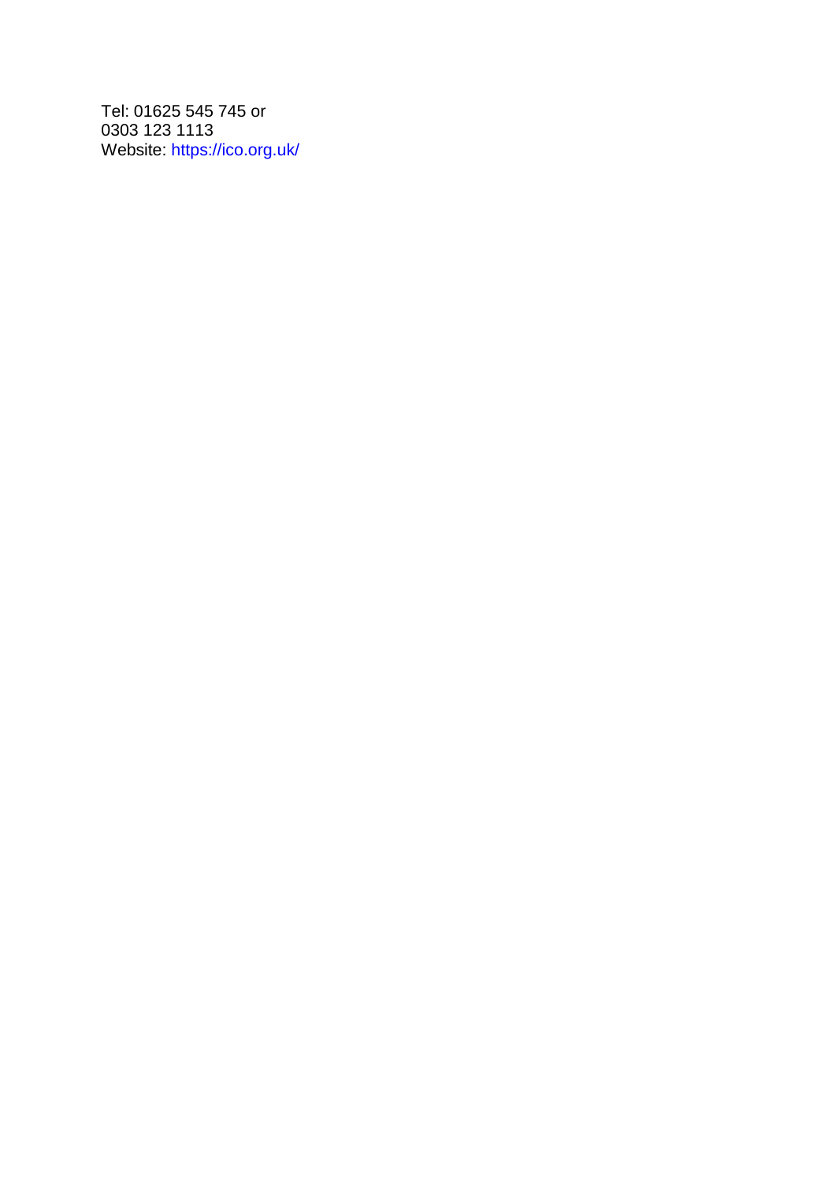Tel: 01625 545 745 or
0303 123 1113
Website: [https://ico.org.uk/](https://ico.org.uk/)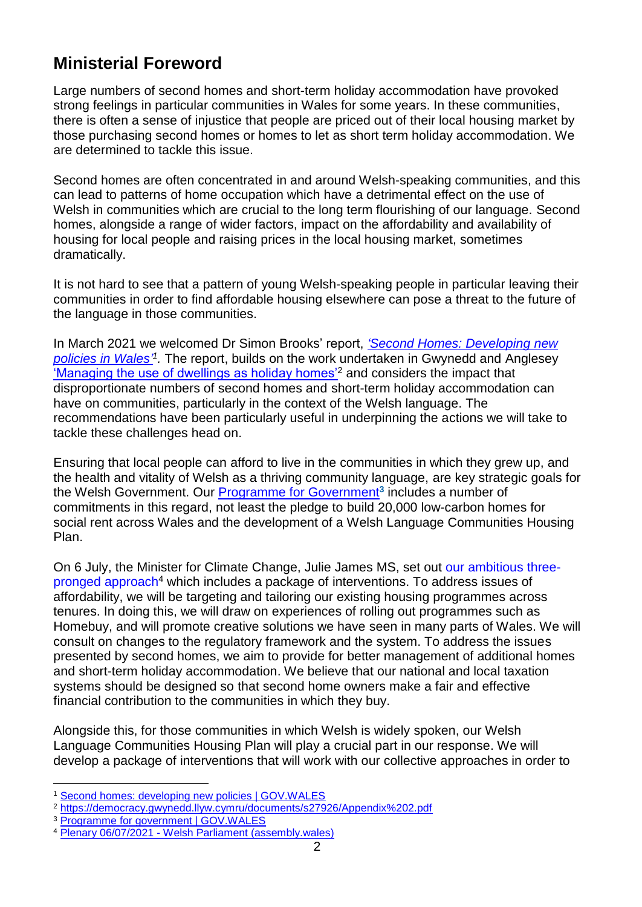## Ministerial Foreword

Large numbers of second homes and short-term holiday accommodation have provoked strong feelings in particular communities in Wales for some years. In these communities, there is often a sense of injustice that people are priced out of their local housing market by those purchasing second homes or homes to let as short term holiday accommodation. We are determined to tackle this issue.

Second homes are often concentrated in and around Welsh-speaking communities, and this can lead to patterns of home occupation which have a detrimental effect on the use of Welsh in communities which are crucial to the long term flourishing of our language. Second homes, alongside a range of wider factors, impact on the affordability and availability of housing for local people and raising prices in the local housing market, sometimes dramatically.

It is not hard to see that a pattern of young Welsh-speaking people in particular leaving their communities in order to find affordable housing elsewhere can pose a threat to the future of the language in those communities.

In March 2021 we welcomed Dr Simon Brooks' report, *'Second Homes: Developing new policies in Wales'*[1]. The report, builds on the work undertaken in Gwynedd and Anglesey 'Managing the use of dwellings as holiday homes'[2] and considers the impact that disproportionate numbers of second homes and short-term holiday accommodation can have on communities, particularly in the context of the Welsh language. The recommendations have been particularly useful in underpinning the actions we will take to tackle these challenges head on.

Ensuring that local people can afford to live in the communities in which they grew up, and the health and vitality of Welsh as a thriving community language, are key strategic goals for the Welsh Government. Our Programme for Government[3] includes a number of commitments in this regard, not least the pledge to build 20,000 low-carbon homes for social rent across Wales and the development of a Welsh Language Communities Housing Plan.

On 6 July, the Minister for Climate Change, Julie James MS, set out our ambitious three-pronged approach[4] which includes a package of interventions. To address issues of affordability, we will be targeting and tailoring our existing housing programmes across tenures. In doing this, we will draw on experiences of rolling out programmes such as Homebuy, and will promote creative solutions we have seen in many parts of Wales. We will consult on changes to the regulatory framework and the system. To address the issues presented by second homes, we aim to provide for better management of additional homes and short-term holiday accommodation. We believe that our national and local taxation systems should be designed so that second home owners make a fair and effective financial contribution to the communities in which they buy.

Alongside this, for those communities in which Welsh is widely spoken, our Welsh Language Communities Housing Plan will play a crucial part in our response. We will develop a package of interventions that will work with our collective approaches in order to

---

[1] Second homes: developing new policies | GOV.WALES

[2] https://democracy.gwynedd.llyw.cymru/documents/s27926/Appendix%202.pdf

[3] Programme for government | GOV.WALES

[4] Plenary 06/07/2021 - Welsh Parliament (assembly.wales)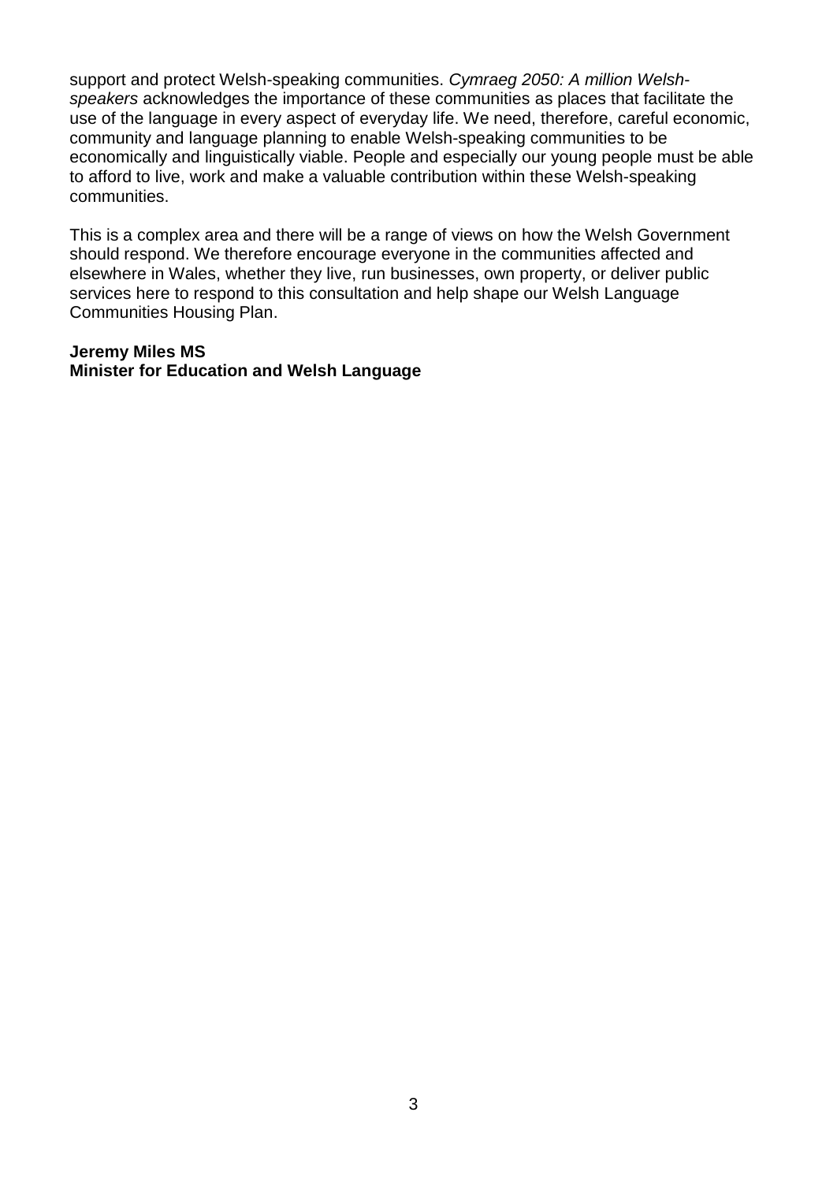support and protect Welsh-speaking communities. *Cymraeg 2050: A million Welsh-speakers* acknowledges the importance of these communities as places that facilitate the use of the language in every aspect of everyday life. We need, therefore, careful economic, community and language planning to enable Welsh-speaking communities to be economically and linguistically viable. People and especially our young people must be able to afford to live, work and make a valuable contribution within these Welsh-speaking communities.

This is a complex area and there will be a range of views on how the Welsh Government should respond. We therefore encourage everyone in the communities affected and elsewhere in Wales, whether they live, run businesses, own property, or deliver public services here to respond to this consultation and help shape our Welsh Language Communities Housing Plan.

**Jeremy Miles MS**
**Minister for Education and Welsh Language**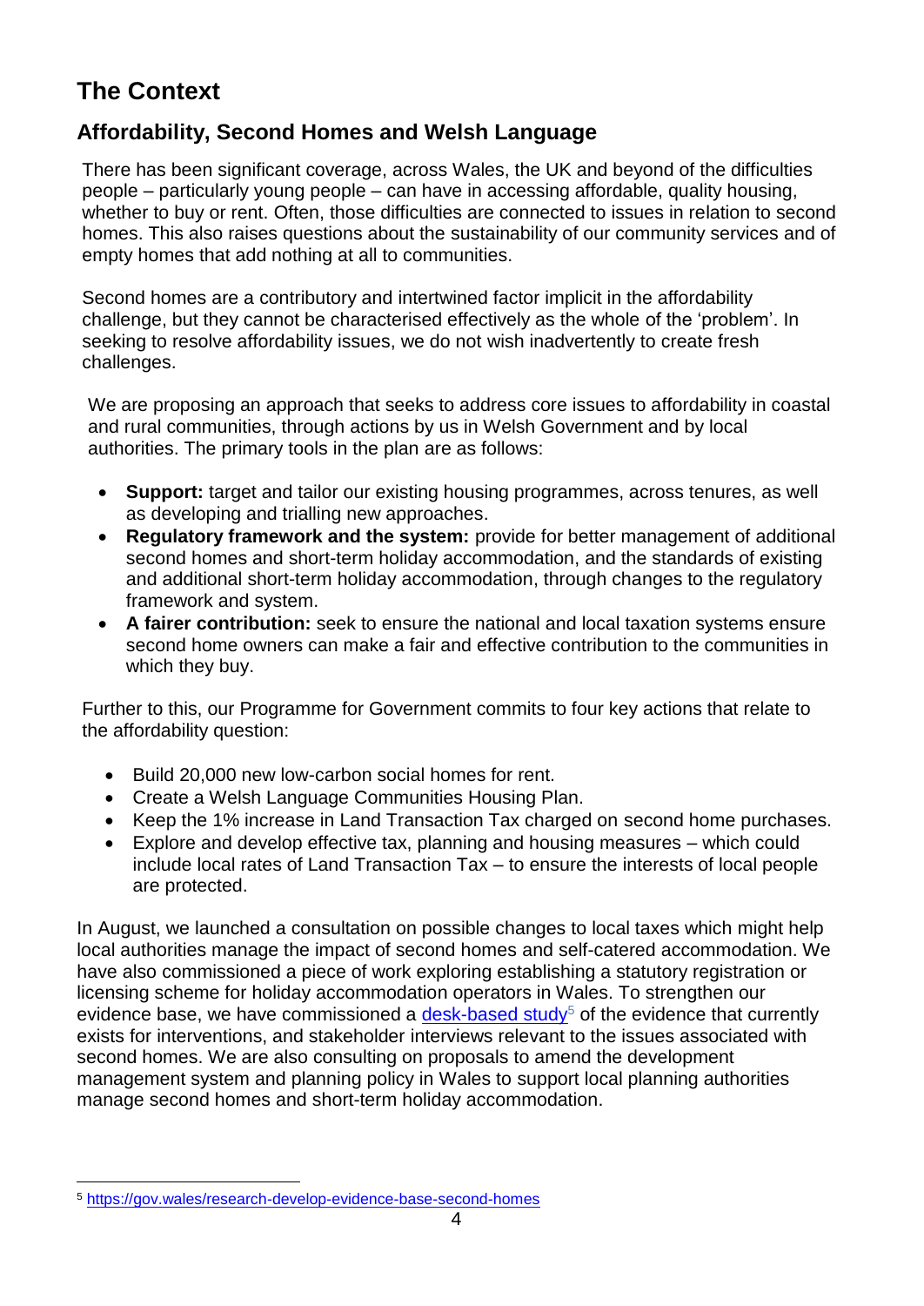# The Context

## Affordability, Second Homes and Welsh Language

There has been significant coverage, across Wales, the UK and beyond of the difficulties people – particularly young people – can have in accessing affordable, quality housing, whether to buy or rent. Often, those difficulties are connected to issues in relation to second homes. This also raises questions about the sustainability of our community services and of empty homes that add nothing at all to communities.

Second homes are a contributory and intertwined factor implicit in the affordability challenge, but they cannot be characterised effectively as the whole of the 'problem'. In seeking to resolve affordability issues, we do not wish inadvertently to create fresh challenges.

We are proposing an approach that seeks to address core issues to affordability in coastal and rural communities, through actions by us in Welsh Government and by local authorities. The primary tools in the plan are as follows:

- **Support:** target and tailor our existing housing programmes, across tenures, as well as developing and trialling new approaches.
- **Regulatory framework and the system:** provide for better management of additional second homes and short-term holiday accommodation, and the standards of existing and additional short-term holiday accommodation, through changes to the regulatory framework and system.
- **A fairer contribution:** seek to ensure the national and local taxation systems ensure second home owners can make a fair and effective contribution to the communities in which they buy.

Further to this, our Programme for Government commits to four key actions that relate to the affordability question:

- Build 20,000 new low-carbon social homes for rent.
- Create a Welsh Language Communities Housing Plan.
- Keep the 1% increase in Land Transaction Tax charged on second home purchases.
- Explore and develop effective tax, planning and housing measures – which could include local rates of Land Transaction Tax – to ensure the interests of local people are protected.

In August, we launched a consultation on possible changes to local taxes which might help local authorities manage the impact of second homes and self-catered accommodation. We have also commissioned a piece of work exploring establishing a statutory registration or licensing scheme for holiday accommodation operators in Wales. To strengthen our evidence base, we have commissioned a desk-based study[5] of the evidence that currently exists for interventions, and stakeholder interviews relevant to the issues associated with second homes. We are also consulting on proposals to amend the development management system and planning policy in Wales to support local planning authorities manage second homes and short-term holiday accommodation.

[5] https://gov.wales/research-develop-evidence-base-second-homes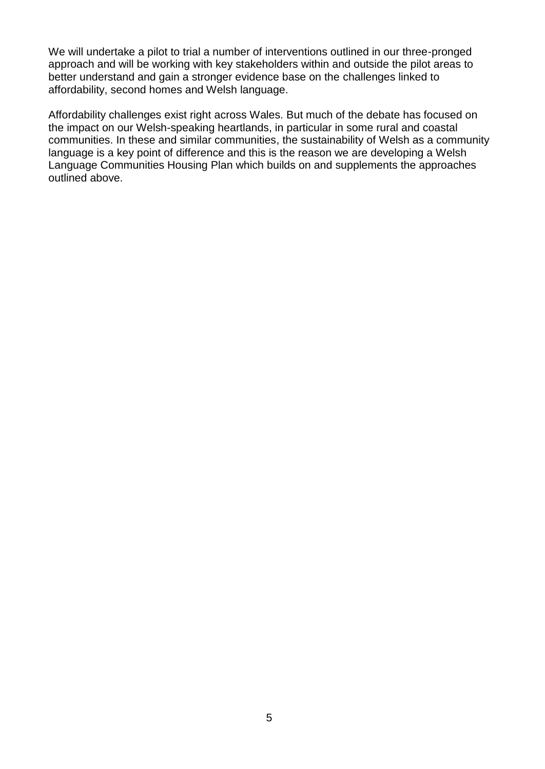We will undertake a pilot to trial a number of interventions outlined in our three-pronged approach and will be working with key stakeholders within and outside the pilot areas to better understand and gain a stronger evidence base on the challenges linked to affordability, second homes and Welsh language.

Affordability challenges exist right across Wales. But much of the debate has focused on the impact on our Welsh-speaking heartlands, in particular in some rural and coastal communities. In these and similar communities, the sustainability of Welsh as a community language is a key point of difference and this is the reason we are developing a Welsh Language Communities Housing Plan which builds on and supplements the approaches outlined above.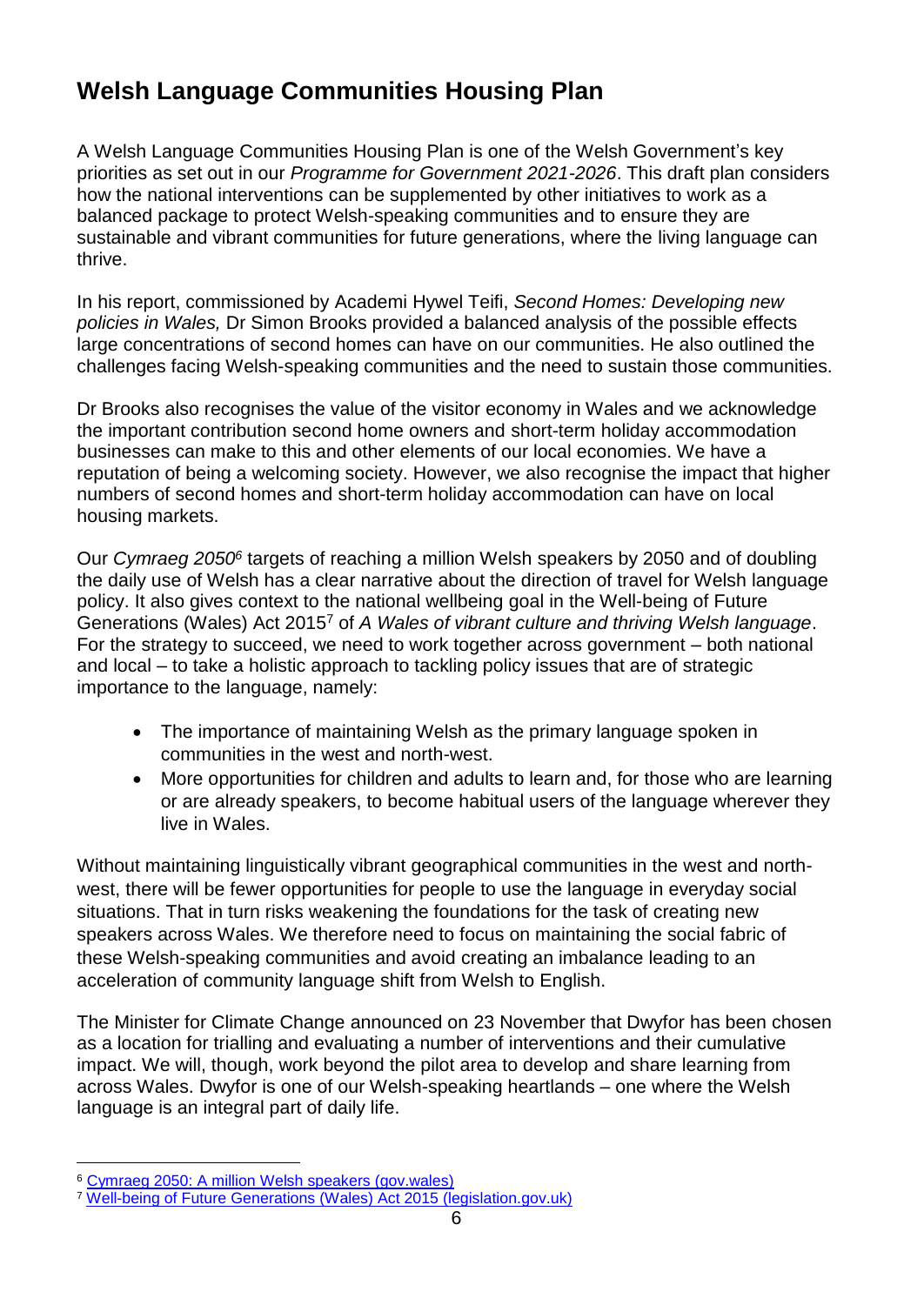## Welsh Language Communities Housing Plan

A Welsh Language Communities Housing Plan is one of the Welsh Government's key priorities as set out in our *Programme for Government 2021-2026*. This draft plan considers how the national interventions can be supplemented by other initiatives to work as a balanced package to protect Welsh-speaking communities and to ensure they are sustainable and vibrant communities for future generations, where the living language can thrive.

In his report, commissioned by Academi Hywel Teifi, *Second Homes: Developing new policies in Wales,* Dr Simon Brooks provided a balanced analysis of the possible effects large concentrations of second homes can have on our communities. He also outlined the challenges facing Welsh-speaking communities and the need to sustain those communities.

Dr Brooks also recognises the value of the visitor economy in Wales and we acknowledge the important contribution second home owners and short-term holiday accommodation businesses can make to this and other elements of our local economies. We have a reputation of being a welcoming society. However, we also recognise the impact that higher numbers of second homes and short-term holiday accommodation can have on local housing markets.

Our *Cymraeg 2050*[6] targets of reaching a million Welsh speakers by 2050 and of doubling the daily use of Welsh has a clear narrative about the direction of travel for Welsh language policy. It also gives context to the national wellbeing goal in the Well-being of Future Generations (Wales) Act 2015[7] of *A Wales of vibrant culture and thriving Welsh language*. For the strategy to succeed, we need to work together across government – both national and local – to take a holistic approach to tackling policy issues that are of strategic importance to the language, namely:

- The importance of maintaining Welsh as the primary language spoken in communities in the west and north-west.
- More opportunities for children and adults to learn and, for those who are learning or are already speakers, to become habitual users of the language wherever they live in Wales.

Without maintaining linguistically vibrant geographical communities in the west and north-west, there will be fewer opportunities for people to use the language in everyday social situations. That in turn risks weakening the foundations for the task of creating new speakers across Wales. We therefore need to focus on maintaining the social fabric of these Welsh-speaking communities and avoid creating an imbalance leading to an acceleration of community language shift from Welsh to English.

The Minister for Climate Change announced on 23 November that Dwyfor has been chosen as a location for trialling and evaluating a number of interventions and their cumulative impact. We will, though, work beyond the pilot area to develop and share learning from across Wales. Dwyfor is one of our Welsh-speaking heartlands – one where the Welsh language is an integral part of daily life.

---

[6] Cymraeg 2050: A million Welsh speakers (gov.wales)

[7] Well-being of Future Generations (Wales) Act 2015 (legislation.gov.uk)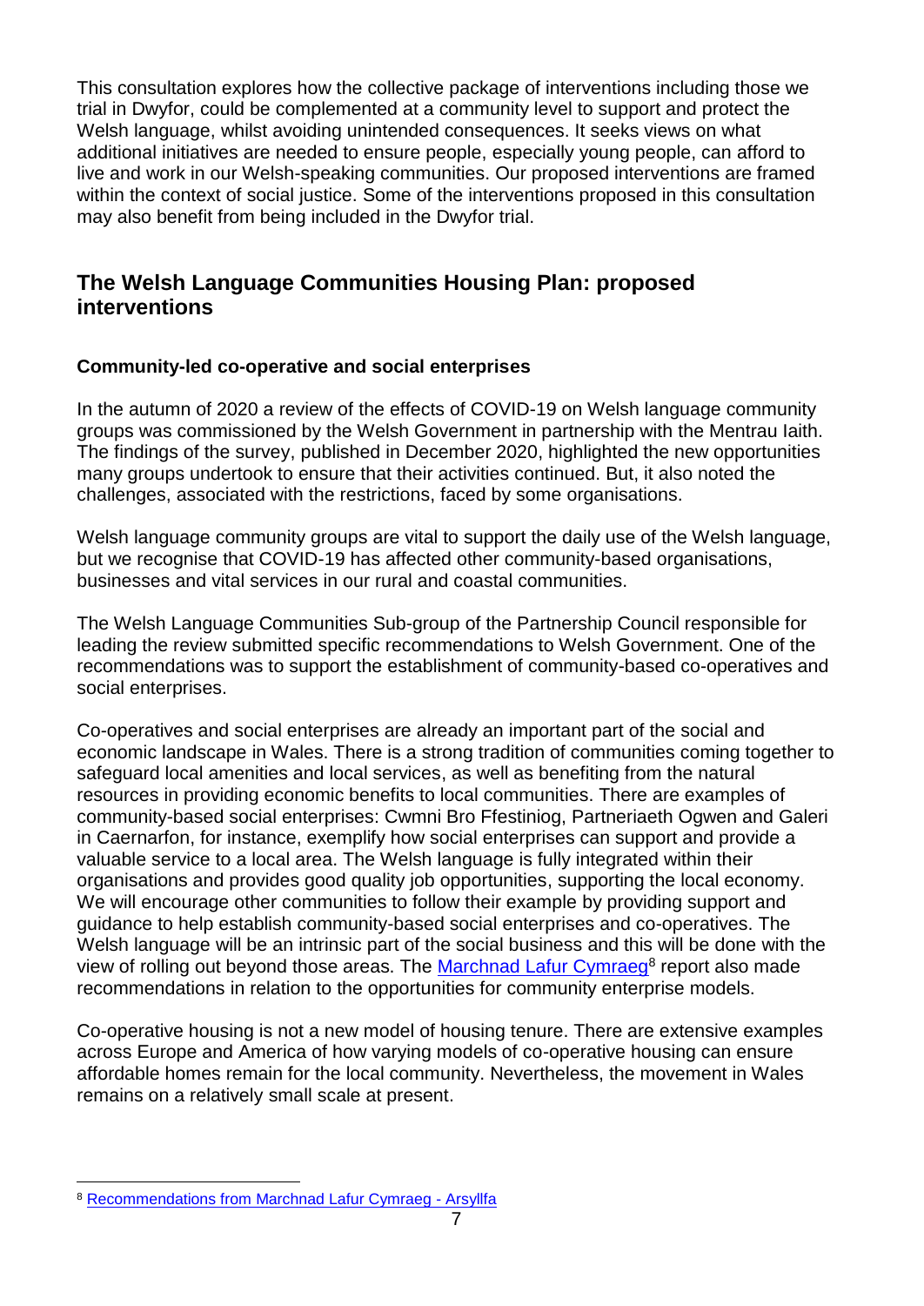This consultation explores how the collective package of interventions including those we trial in Dwyfor, could be complemented at a community level to support and protect the Welsh language, whilst avoiding unintended consequences. It seeks views on what additional initiatives are needed to ensure people, especially young people, can afford to live and work in our Welsh-speaking communities. Our proposed interventions are framed within the context of social justice. Some of the interventions proposed in this consultation may also benefit from being included in the Dwyfor trial.

## The Welsh Language Communities Housing Plan: proposed interventions

### Community-led co-operative and social enterprises

In the autumn of 2020 a review of the effects of COVID-19 on Welsh language community groups was commissioned by the Welsh Government in partnership with the Mentrau Iaith. The findings of the survey, published in December 2020, highlighted the new opportunities many groups undertook to ensure that their activities continued. But, it also noted the challenges, associated with the restrictions, faced by some organisations.

Welsh language community groups are vital to support the daily use of the Welsh language, but we recognise that COVID-19 has affected other community-based organisations, businesses and vital services in our rural and coastal communities.

The Welsh Language Communities Sub-group of the Partnership Council responsible for leading the review submitted specific recommendations to Welsh Government. One of the recommendations was to support the establishment of community-based co-operatives and social enterprises.

Co-operatives and social enterprises are already an important part of the social and economic landscape in Wales. There is a strong tradition of communities coming together to safeguard local amenities and local services, as well as benefiting from the natural resources in providing economic benefits to local communities. There are examples of community-based social enterprises: Cwmni Bro Ffestiniog, Partneriaeth Ogwen and Galeri in Caernarfon, for instance, exemplify how social enterprises can support and provide a valuable service to a local area. The Welsh language is fully integrated within their organisations and provides good quality job opportunities, supporting the local economy. We will encourage other communities to follow their example by providing support and guidance to help establish community-based social enterprises and co-operatives. The Welsh language will be an intrinsic part of the social business and this will be done with the view of rolling out beyond those areas. The Marchnad Lafur Cymraeg[8] report also made recommendations in relation to the opportunities for community enterprise models.

Co-operative housing is not a new model of housing tenure. There are extensive examples across Europe and America of how varying models of co-operative housing can ensure affordable homes remain for the local community. Nevertheless, the movement in Wales remains on a relatively small scale at present.

---

[8] Recommendations from Marchnad Lafur Cymraeg - Arsyllfa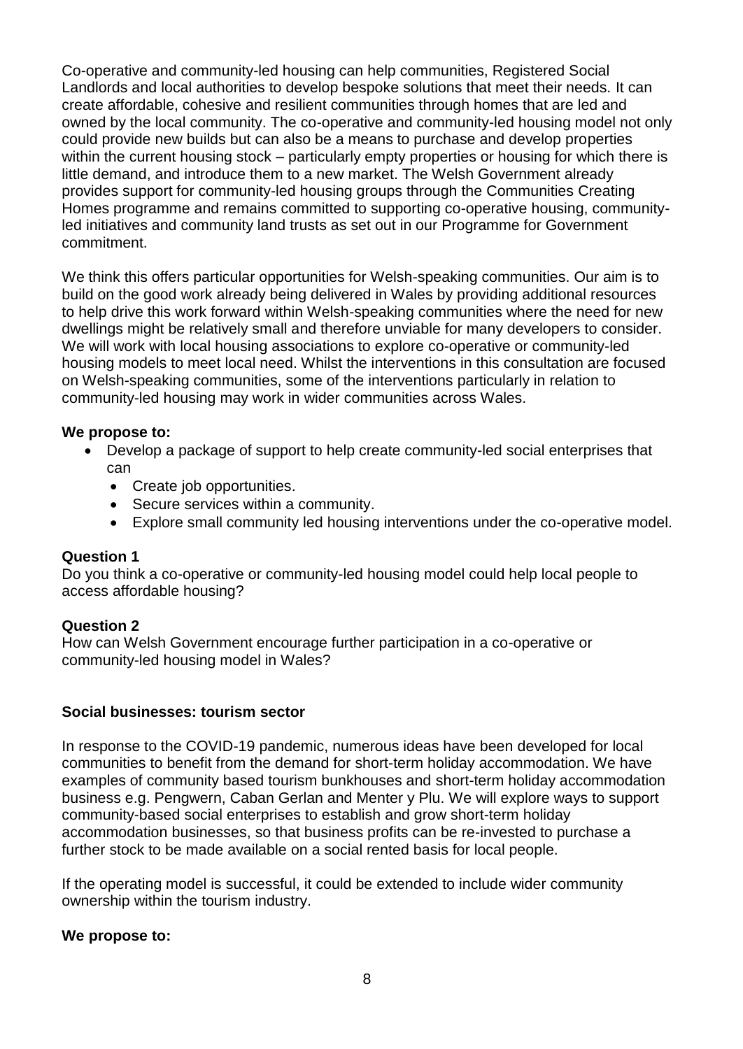Co-operative and community-led housing can help communities, Registered Social Landlords and local authorities to develop bespoke solutions that meet their needs. It can create affordable, cohesive and resilient communities through homes that are led and owned by the local community. The co-operative and community-led housing model not only could provide new builds but can also be a means to purchase and develop properties within the current housing stock – particularly empty properties or housing for which there is little demand, and introduce them to a new market. The Welsh Government already provides support for community-led housing groups through the Communities Creating Homes programme and remains committed to supporting co-operative housing, community-led initiatives and community land trusts as set out in our Programme for Government commitment.

We think this offers particular opportunities for Welsh-speaking communities. Our aim is to build on the good work already being delivered in Wales by providing additional resources to help drive this work forward within Welsh-speaking communities where the need for new dwellings might be relatively small and therefore unviable for many developers to consider. We will work with local housing associations to explore co-operative or community-led housing models to meet local need. Whilst the interventions in this consultation are focused on Welsh-speaking communities, some of the interventions particularly in relation to community-led housing may work in wider communities across Wales.

**We propose to:**

- Develop a package of support to help create community-led social enterprises that can
  - Create job opportunities.
  - Secure services within a community.
  - Explore small community led housing interventions under the co-operative model.

**Question 1**

Do you think a co-operative or community-led housing model could help local people to access affordable housing?

**Question 2**

How can Welsh Government encourage further participation in a co-operative or community-led housing model in Wales?

**Social businesses: tourism sector**

In response to the COVID-19 pandemic, numerous ideas have been developed for local communities to benefit from the demand for short-term holiday accommodation. We have examples of community based tourism bunkhouses and short-term holiday accommodation business e.g. Pengwern, Caban Gerlan and Menter y Plu. We will explore ways to support community-based social enterprises to establish and grow short-term holiday accommodation businesses, so that business profits can be re-invested to purchase a further stock to be made available on a social rented basis for local people.

If the operating model is successful, it could be extended to include wider community ownership within the tourism industry.

**We propose to:**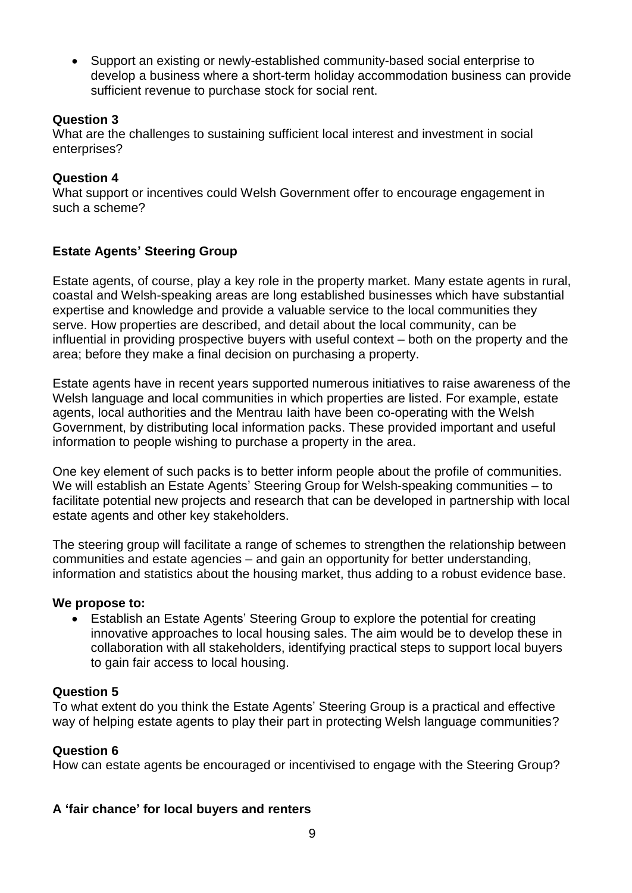- Support an existing or newly-established community-based social enterprise to develop a business where a short-term holiday accommodation business can provide sufficient revenue to purchase stock for social rent.

**Question 3**
What are the challenges to sustaining sufficient local interest and investment in social enterprises?

**Question 4**
What support or incentives could Welsh Government offer to encourage engagement in such a scheme?

## Estate Agents' Steering Group

Estate agents, of course, play a key role in the property market. Many estate agents in rural, coastal and Welsh-speaking areas are long established businesses which have substantial expertise and knowledge and provide a valuable service to the local communities they serve. How properties are described, and detail about the local community, can be influential in providing prospective buyers with useful context – both on the property and the area; before they make a final decision on purchasing a property.

Estate agents have in recent years supported numerous initiatives to raise awareness of the Welsh language and local communities in which properties are listed. For example, estate agents, local authorities and the Mentrau Iaith have been co-operating with the Welsh Government, by distributing local information packs. These provided important and useful information to people wishing to purchase a property in the area.

One key element of such packs is to better inform people about the profile of communities. We will establish an Estate Agents' Steering Group for Welsh-speaking communities – to facilitate potential new projects and research that can be developed in partnership with local estate agents and other key stakeholders.

The steering group will facilitate a range of schemes to strengthen the relationship between communities and estate agencies – and gain an opportunity for better understanding, information and statistics about the housing market, thus adding to a robust evidence base.

**We propose to:**

- Establish an Estate Agents' Steering Group to explore the potential for creating innovative approaches to local housing sales. The aim would be to develop these in collaboration with all stakeholders, identifying practical steps to support local buyers to gain fair access to local housing.

**Question 5**
To what extent do you think the Estate Agents' Steering Group is a practical and effective way of helping estate agents to play their part in protecting Welsh language communities?

**Question 6**
How can estate agents be encouraged or incentivised to engage with the Steering Group?

## A 'fair chance' for local buyers and renters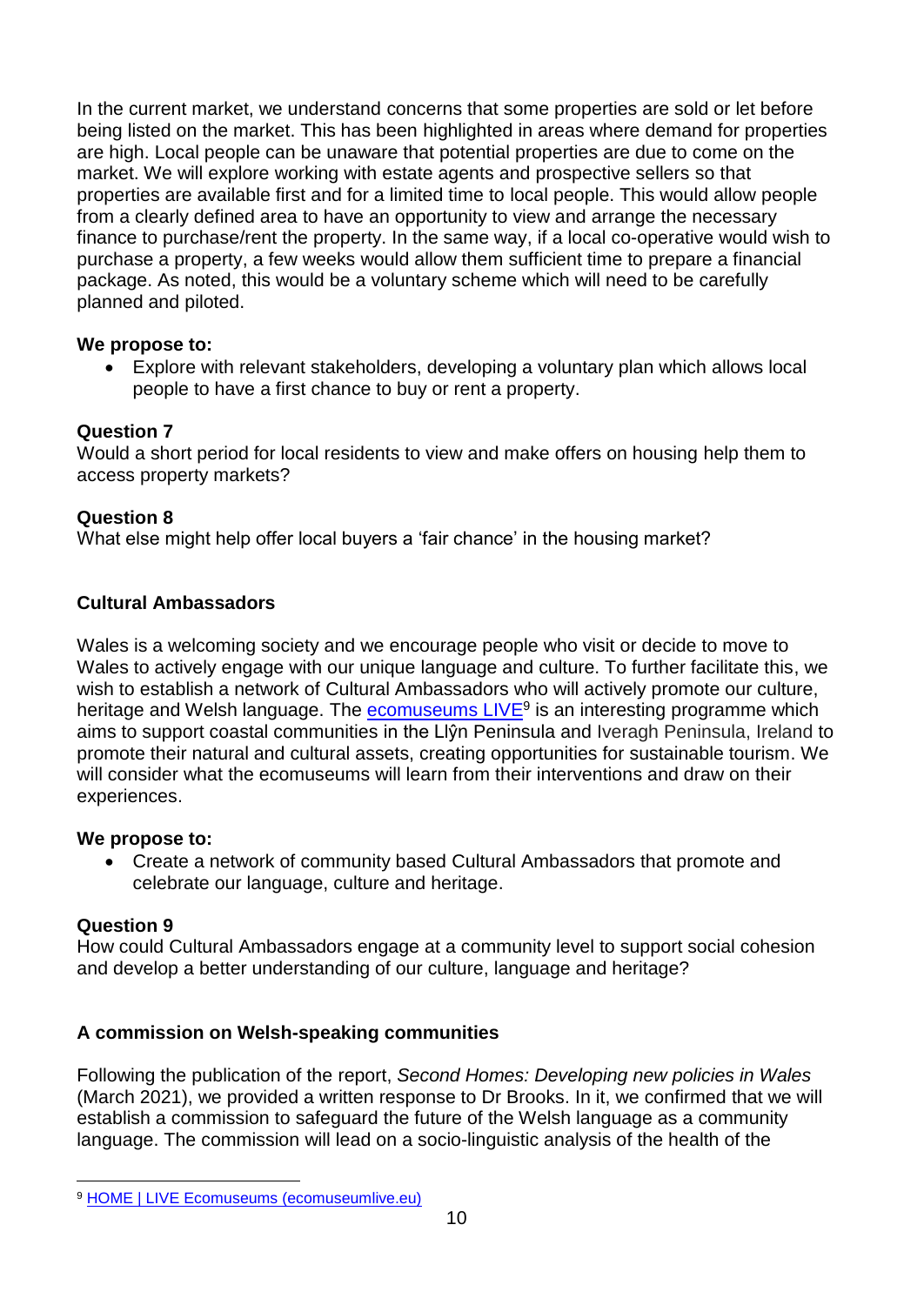In the current market, we understand concerns that some properties are sold or let before being listed on the market. This has been highlighted in areas where demand for properties are high. Local people can be unaware that potential properties are due to come on the market. We will explore working with estate agents and prospective sellers so that properties are available first and for a limited time to local people. This would allow people from a clearly defined area to have an opportunity to view and arrange the necessary finance to purchase/rent the property. In the same way, if a local co-operative would wish to purchase a property, a few weeks would allow them sufficient time to prepare a financial package. As noted, this would be a voluntary scheme which will need to be carefully planned and piloted.

**We propose to:**

- Explore with relevant stakeholders, developing a voluntary plan which allows local people to have a first chance to buy or rent a property.

**Question 7**
Would a short period for local residents to view and make offers on housing help them to access property markets?

**Question 8**
What else might help offer local buyers a 'fair chance' in the housing market?

### Cultural Ambassadors

Wales is a welcoming society and we encourage people who visit or decide to move to Wales to actively engage with our unique language and culture. To further facilitate this, we wish to establish a network of Cultural Ambassadors who will actively promote our culture, heritage and Welsh language. The ecomuseums LIVE[9] is an interesting programme which aims to support coastal communities in the Llŷn Peninsula and Iveragh Peninsula, Ireland to promote their natural and cultural assets, creating opportunities for sustainable tourism. We will consider what the ecomuseums will learn from their interventions and draw on their experiences.

**We propose to:**

- Create a network of community based Cultural Ambassadors that promote and celebrate our language, culture and heritage.

**Question 9**
How could Cultural Ambassadors engage at a community level to support social cohesion and develop a better understanding of our culture, language and heritage?

### A commission on Welsh-speaking communities

Following the publication of the report, *Second Homes: Developing new policies in Wales* (March 2021), we provided a written response to Dr Brooks. In it, we confirmed that we will establish a commission to safeguard the future of the Welsh language as a community language. The commission will lead on a socio-linguistic analysis of the health of the

[9] HOME | LIVE Ecomuseums (ecomuseumlive.eu)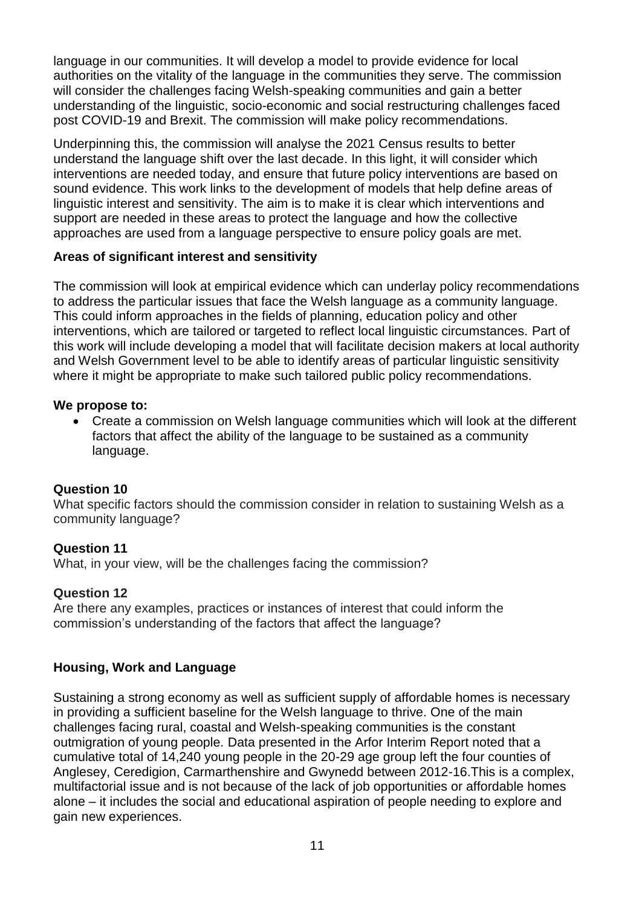language in our communities. It will develop a model to provide evidence for local authorities on the vitality of the language in the communities they serve. The commission will consider the challenges facing Welsh-speaking communities and gain a better understanding of the linguistic, socio-economic and social restructuring challenges faced post COVID-19 and Brexit. The commission will make policy recommendations.

Underpinning this, the commission will analyse the 2021 Census results to better understand the language shift over the last decade. In this light, it will consider which interventions are needed today, and ensure that future policy interventions are based on sound evidence. This work links to the development of models that help define areas of linguistic interest and sensitivity. The aim is to make it is clear which interventions and support are needed in these areas to protect the language and how the collective approaches are used from a language perspective to ensure policy goals are met.

### Areas of significant interest and sensitivity

The commission will look at empirical evidence which can underlay policy recommendations to address the particular issues that face the Welsh language as a community language. This could inform approaches in the fields of planning, education policy and other interventions, which are tailored or targeted to reflect local linguistic circumstances. Part of this work will include developing a model that will facilitate decision makers at local authority and Welsh Government level to be able to identify areas of particular linguistic sensitivity where it might be appropriate to make such tailored public policy recommendations.

**We propose to:**

- Create a commission on Welsh language communities which will look at the different factors that affect the ability of the language to be sustained as a community language.

**Question 10**
What specific factors should the commission consider in relation to sustaining Welsh as a community language?

**Question 11**
What, in your view, will be the challenges facing the commission?

**Question 12**
Are there any examples, practices or instances of interest that could inform the commission's understanding of the factors that affect the language?

### Housing, Work and Language

Sustaining a strong economy as well as sufficient supply of affordable homes is necessary in providing a sufficient baseline for the Welsh language to thrive. One of the main challenges facing rural, coastal and Welsh-speaking communities is the constant outmigration of young people. Data presented in the Arfor Interim Report noted that a cumulative total of 14,240 young people in the 20-29 age group left the four counties of Anglesey, Ceredigion, Carmarthenshire and Gwynedd between 2012-16.This is a complex, multifactorial issue and is not because of the lack of job opportunities or affordable homes alone – it includes the social and educational aspiration of people needing to explore and gain new experiences.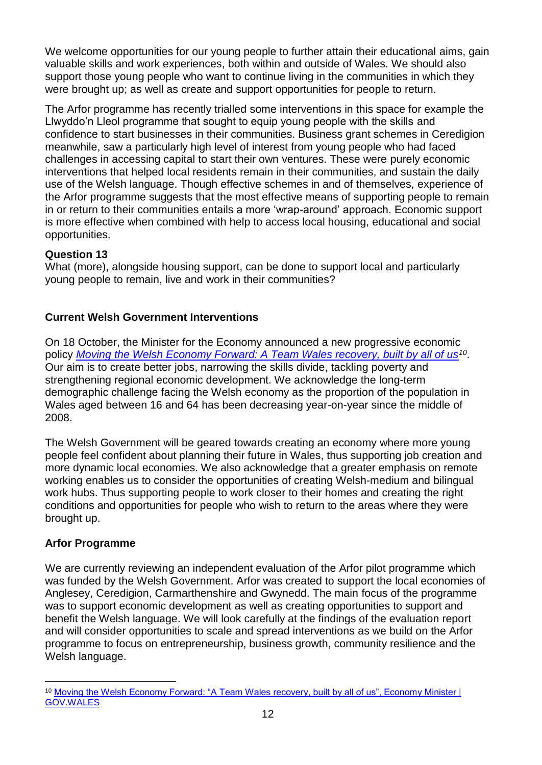We welcome opportunities for our young people to further attain their educational aims, gain valuable skills and work experiences, both within and outside of Wales. We should also support those young people who want to continue living in the communities in which they were brought up; as well as create and support opportunities for people to return.

The Arfor programme has recently trialled some interventions in this space for example the Llwyddo'n Lleol programme that sought to equip young people with the skills and confidence to start businesses in their communities. Business grant schemes in Ceredigion meanwhile, saw a particularly high level of interest from young people who had faced challenges in accessing capital to start their own ventures. These were purely economic interventions that helped local residents remain in their communities, and sustain the daily use of the Welsh language. Though effective schemes in and of themselves, experience of the Arfor programme suggests that the most effective means of supporting people to remain in or return to their communities entails a more 'wrap-around' approach. Economic support is more effective when combined with help to access local housing, educational and social opportunities.

**Question 13**
What (more), alongside housing support, can be done to support local and particularly young people to remain, live and work in their communities?

### Current Welsh Government Interventions

On 18 October, the Minister for the Economy announced a new progressive economic policy *Moving the Welsh Economy Forward: A Team Wales recovery, built by all of us*[10]. Our aim is to create better jobs, narrowing the skills divide, tackling poverty and strengthening regional economic development. We acknowledge the long-term demographic challenge facing the Welsh economy as the proportion of the population in Wales aged between 16 and 64 has been decreasing year-on-year since the middle of 2008.

The Welsh Government will be geared towards creating an economy where more young people feel confident about planning their future in Wales, thus supporting job creation and more dynamic local economies. We also acknowledge that a greater emphasis on remote working enables us to consider the opportunities of creating Welsh-medium and bilingual work hubs. Thus supporting people to work closer to their homes and creating the right conditions and opportunities for people who wish to return to the areas where they were brought up.

### Arfor Programme

We are currently reviewing an independent evaluation of the Arfor pilot programme which was funded by the Welsh Government. Arfor was created to support the local economies of Anglesey, Ceredigion, Carmarthenshire and Gwynedd. The main focus of the programme was to support economic development as well as creating opportunities to support and benefit the Welsh language. We will look carefully at the findings of the evaluation report and will consider opportunities to scale and spread interventions as we build on the Arfor programme to focus on entrepreneurship, business growth, community resilience and the Welsh language.

---

[10] Moving the Welsh Economy Forward: "A Team Wales recovery, built by all of us", Economy Minister | GOV.WALES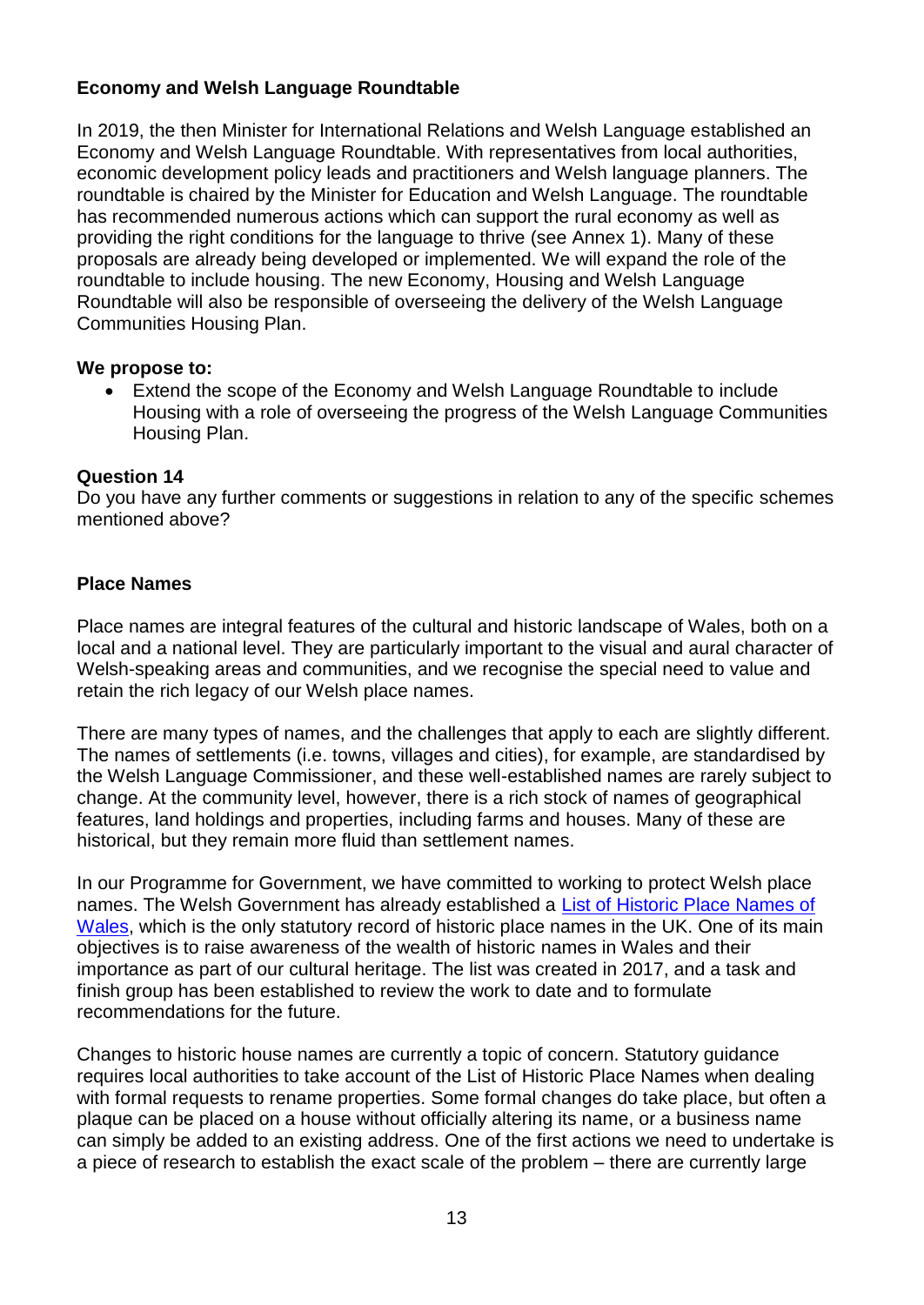### Economy and Welsh Language Roundtable

In 2019, the then Minister for International Relations and Welsh Language established an Economy and Welsh Language Roundtable. With representatives from local authorities, economic development policy leads and practitioners and Welsh language planners. The roundtable is chaired by the Minister for Education and Welsh Language. The roundtable has recommended numerous actions which can support the rural economy as well as providing the right conditions for the language to thrive (see Annex 1). Many of these proposals are already being developed or implemented. We will expand the role of the roundtable to include housing. The new Economy, Housing and Welsh Language Roundtable will also be responsible of overseeing the delivery of the Welsh Language Communities Housing Plan.

**We propose to:**

- Extend the scope of the Economy and Welsh Language Roundtable to include Housing with a role of overseeing the progress of the Welsh Language Communities Housing Plan.

**Question 14**

Do you have any further comments or suggestions in relation to any of the specific schemes mentioned above?

### Place Names

Place names are integral features of the cultural and historic landscape of Wales, both on a local and a national level. They are particularly important to the visual and aural character of Welsh-speaking areas and communities, and we recognise the special need to value and retain the rich legacy of our Welsh place names.

There are many types of names, and the challenges that apply to each are slightly different. The names of settlements (i.e. towns, villages and cities), for example, are standardised by the Welsh Language Commissioner, and these well-established names are rarely subject to change. At the community level, however, there is a rich stock of names of geographical features, land holdings and properties, including farms and houses. Many of these are historical, but they remain more fluid than settlement names.

In our Programme for Government, we have committed to working to protect Welsh place names. The Welsh Government has already established a List of Historic Place Names of Wales, which is the only statutory record of historic place names in the UK. One of its main objectives is to raise awareness of the wealth of historic names in Wales and their importance as part of our cultural heritage. The list was created in 2017, and a task and finish group has been established to review the work to date and to formulate recommendations for the future.

Changes to historic house names are currently a topic of concern. Statutory guidance requires local authorities to take account of the List of Historic Place Names when dealing with formal requests to rename properties. Some formal changes do take place, but often a plaque can be placed on a house without officially altering its name, or a business name can simply be added to an existing address. One of the first actions we need to undertake is a piece of research to establish the exact scale of the problem – there are currently large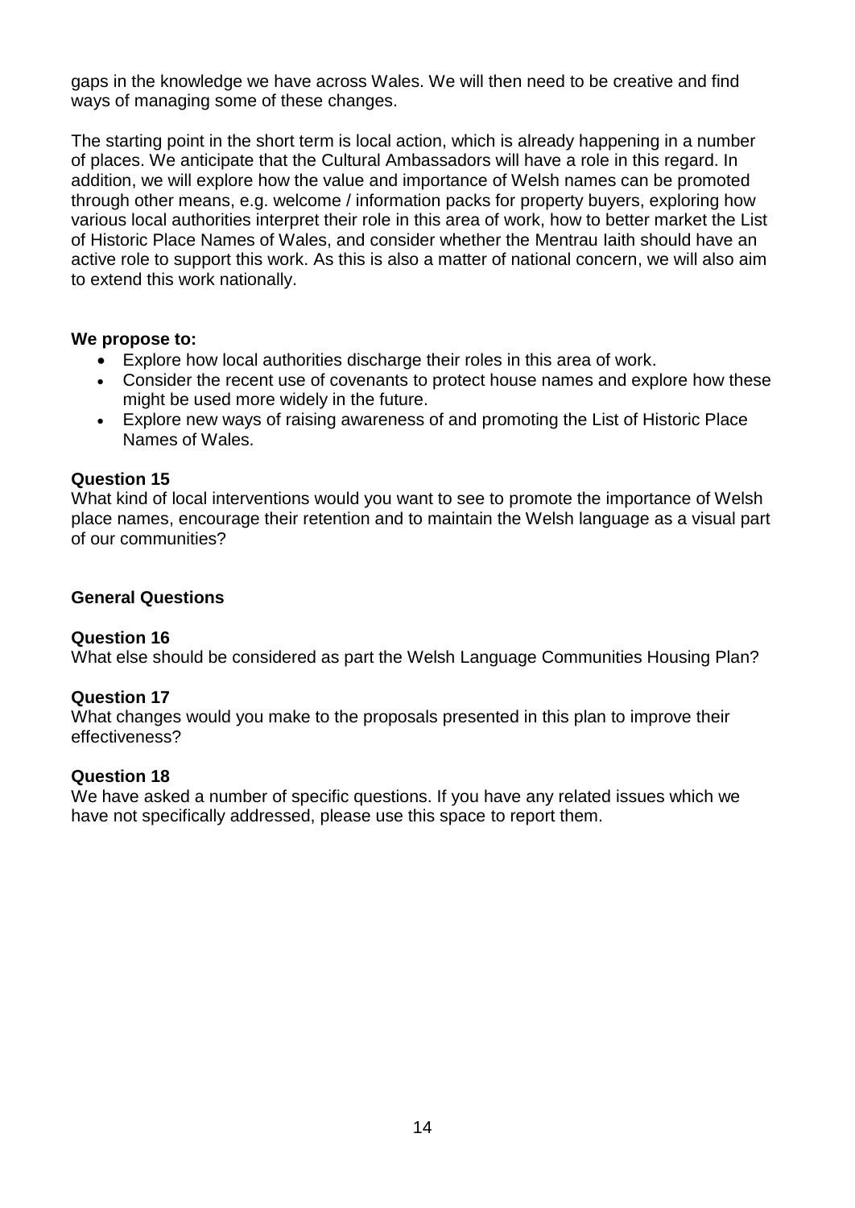gaps in the knowledge we have across Wales. We will then need to be creative and find ways of managing some of these changes.

The starting point in the short term is local action, which is already happening in a number of places. We anticipate that the Cultural Ambassadors will have a role in this regard. In addition, we will explore how the value and importance of Welsh names can be promoted through other means, e.g. welcome / information packs for property buyers, exploring how various local authorities interpret their role in this area of work, how to better market the List of Historic Place Names of Wales, and consider whether the Mentrau Iaith should have an active role to support this work. As this is also a matter of national concern, we will also aim to extend this work nationally.

**We propose to:**

- Explore how local authorities discharge their roles in this area of work.
- Consider the recent use of covenants to protect house names and explore how these might be used more widely in the future.
- Explore new ways of raising awareness of and promoting the List of Historic Place Names of Wales.

**Question 15**
What kind of local interventions would you want to see to promote the importance of Welsh place names, encourage their retention and to maintain the Welsh language as a visual part of our communities?

**General Questions**

**Question 16**
What else should be considered as part the Welsh Language Communities Housing Plan?

**Question 17**
What changes would you make to the proposals presented in this plan to improve their effectiveness?

**Question 18**
We have asked a number of specific questions. If you have any related issues which we have not specifically addressed, please use this space to report them.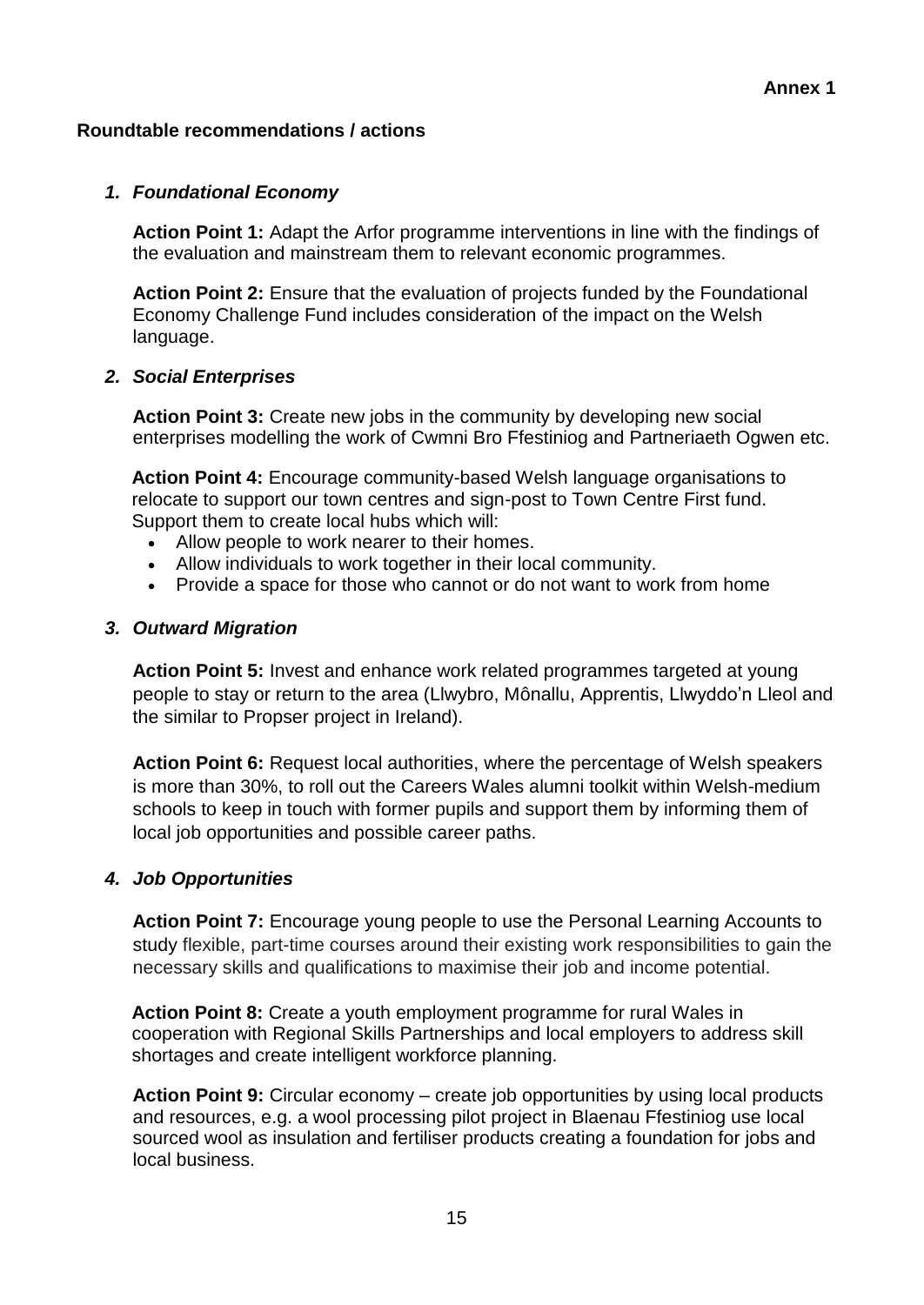**Annex 1**

**Roundtable recommendations / actions**

1. ***Foundational Economy***

   **Action Point 1:** Adapt the Arfor programme interventions in line with the findings of the evaluation and mainstream them to relevant economic programmes.

   **Action Point 2:** Ensure that the evaluation of projects funded by the Foundational Economy Challenge Fund includes consideration of the impact on the Welsh language.

2. ***Social Enterprises***

   **Action Point 3:** Create new jobs in the community by developing new social enterprises modelling the work of Cwmni Bro Ffestiniog and Partneriaeth Ogwen etc.

   **Action Point 4:** Encourage community-based Welsh language organisations to relocate to support our town centres and sign-post to Town Centre First fund. Support them to create local hubs which will:

   - Allow people to work nearer to their homes.
   - Allow individuals to work together in their local community.
   - Provide a space for those who cannot or do not want to work from home

3. ***Outward Migration***

   **Action Point 5:** Invest and enhance work related programmes targeted at young people to stay or return to the area (Llwybro, Mônallu, Apprentis, Llwyddo'n Lleol and the similar to Propser project in Ireland).

   **Action Point 6:** Request local authorities, where the percentage of Welsh speakers is more than 30%, to roll out the Careers Wales alumni toolkit within Welsh-medium schools to keep in touch with former pupils and support them by informing them of local job opportunities and possible career paths.

4. ***Job Opportunities***

   **Action Point 7:** Encourage young people to use the Personal Learning Accounts to study flexible, part-time courses around their existing work responsibilities to gain the necessary skills and qualifications to maximise their job and income potential.

   **Action Point 8:** Create a youth employment programme for rural Wales in cooperation with Regional Skills Partnerships and local employers to address skill shortages and create intelligent workforce planning.

   **Action Point 9:** Circular economy – create job opportunities by using local products and resources, e.g. a wool processing pilot project in Blaenau Ffestiniog use local sourced wool as insulation and fertiliser products creating a foundation for jobs and local business.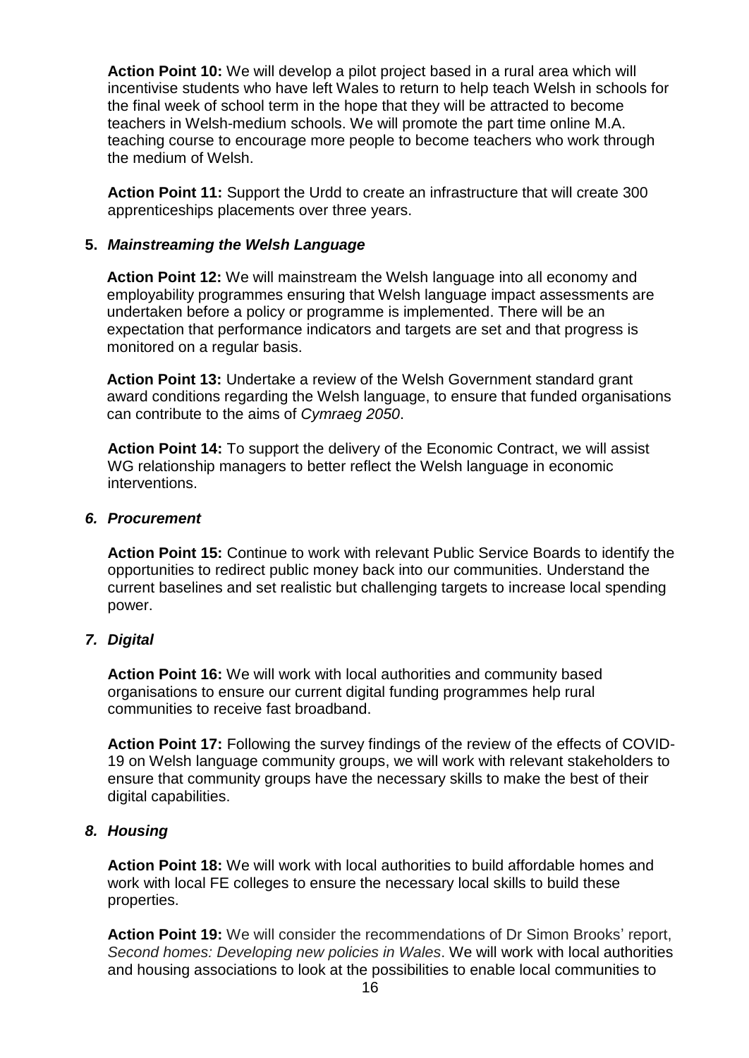**Action Point 10:** We will develop a pilot project based in a rural area which will incentivise students who have left Wales to return to help teach Welsh in schools for the final week of school term in the hope that they will be attracted to become teachers in Welsh-medium schools. We will promote the part time online M.A. teaching course to encourage more people to become teachers who work through the medium of Welsh.

**Action Point 11:** Support the Urdd to create an infrastructure that will create 300 apprenticeships placements over three years.

## 5. *Mainstreaming the Welsh Language*

**Action Point 12:** We will mainstream the Welsh language into all economy and employability programmes ensuring that Welsh language impact assessments are undertaken before a policy or programme is implemented. There will be an expectation that performance indicators and targets are set and that progress is monitored on a regular basis.

**Action Point 13:** Undertake a review of the Welsh Government standard grant award conditions regarding the Welsh language, to ensure that funded organisations can contribute to the aims of *Cymraeg 2050*.

**Action Point 14:** To support the delivery of the Economic Contract, we will assist WG relationship managers to better reflect the Welsh language in economic interventions.

## *6. Procurement*

**Action Point 15:** Continue to work with relevant Public Service Boards to identify the opportunities to redirect public money back into our communities. Understand the current baselines and set realistic but challenging targets to increase local spending power.

## *7. Digital*

**Action Point 16:** We will work with local authorities and community based organisations to ensure our current digital funding programmes help rural communities to receive fast broadband.

**Action Point 17:** Following the survey findings of the review of the effects of COVID-19 on Welsh language community groups, we will work with relevant stakeholders to ensure that community groups have the necessary skills to make the best of their digital capabilities.

## *8. Housing*

**Action Point 18:** We will work with local authorities to build affordable homes and work with local FE colleges to ensure the necessary local skills to build these properties.

**Action Point 19:** We will consider the recommendations of Dr Simon Brooks' report, *Second homes: Developing new policies in Wales*. We will work with local authorities and housing associations to look at the possibilities to enable local communities to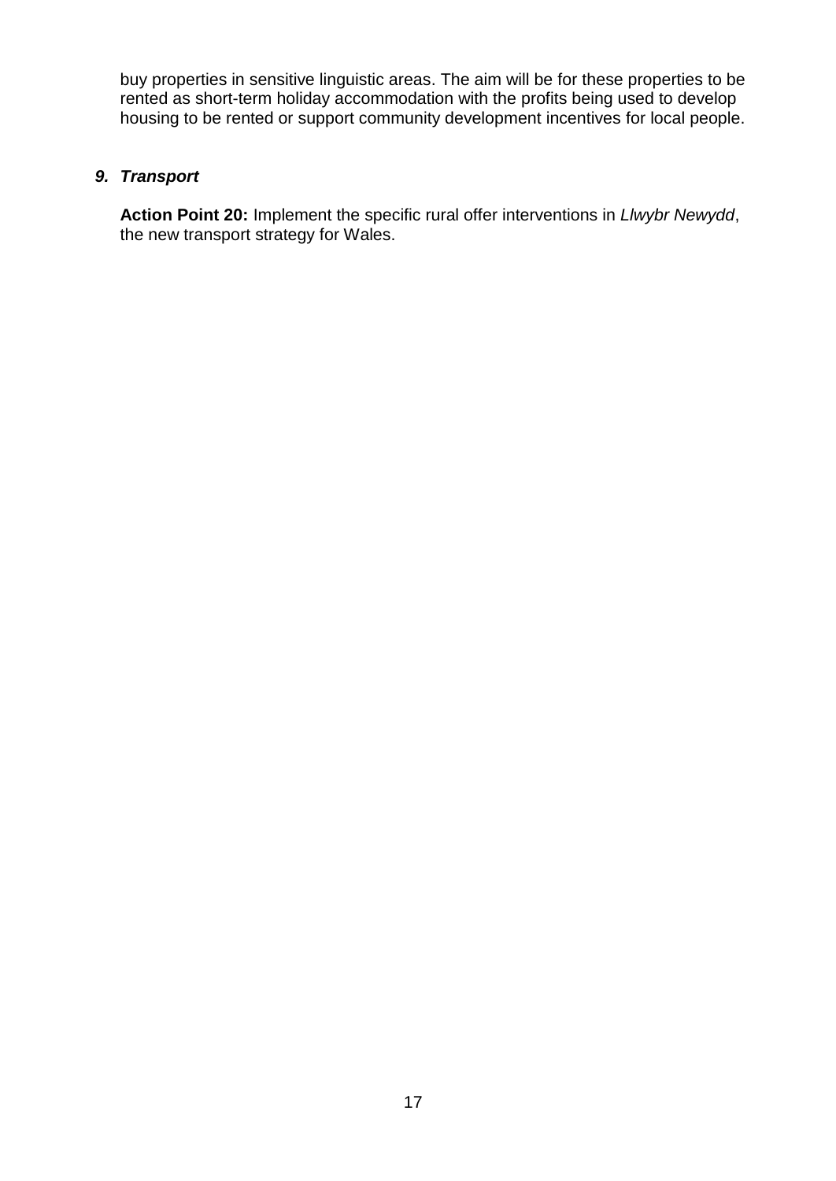buy properties in sensitive linguistic areas. The aim will be for these properties to be rented as short-term holiday accommodation with the profits being used to develop housing to be rented or support community development incentives for local people.

### *9. Transport*

**Action Point 20:** Implement the specific rural offer interventions in *Llwybr Newydd*, the new transport strategy for Wales.